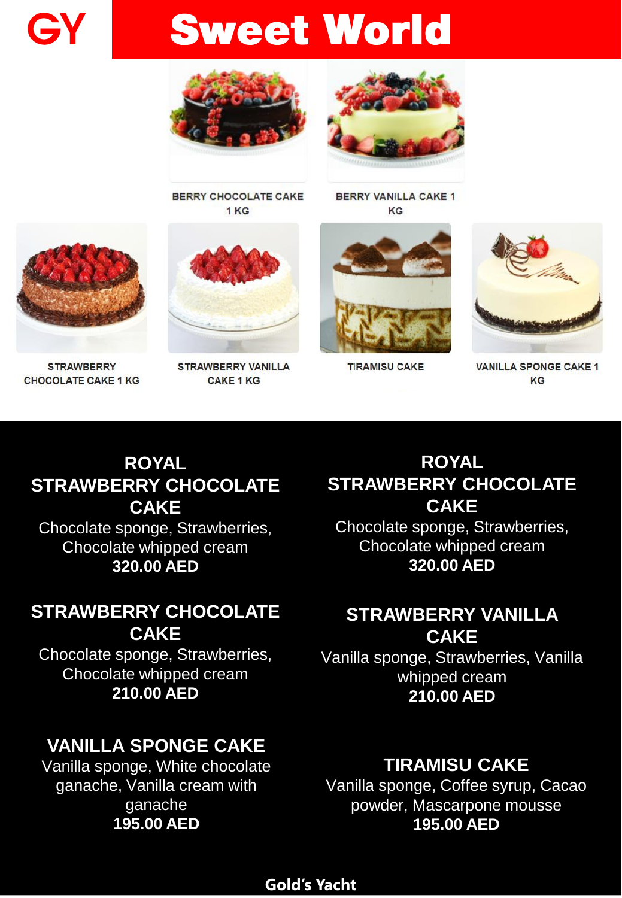# GY Sweet World

BERRY CHOCOLATE CAKE 1 KG

BERRY VANILLA CAKE 1 KG

STRAWBERRY CHOCOLATE CAKE 1 KG

STRAWBERRY VANILLA CAKE 1 KG

TIRAMISU CAKE

VANILLA SPONGE CAKE 1 KG

## ROYAL STRAWBERRY CHOCOLATE CAKE

Chocolate sponge, Strawberries, Chocolate whipped cream

**320.00 AED**

## ROYAL STRAWBERRY CHOCOLATE CAKE

Chocolate sponge, Strawberries, Chocolate whipped cream

**320.00 AED**

## STRAWBERRY CHOCOLATE CAKE

Chocolate sponge, Strawberries, Chocolate whipped cream

**210.00 AED**

## STRAWBERRY VANILLA CAKE

Vanilla sponge, Strawberries, Vanilla whipped cream

**210.00 AED**

## VANILLA SPONGE CAKE

Vanilla sponge, White chocolate ganache, Vanilla cream with ganache

**195.00 AED**

## TIRAMISU CAKE

Vanilla sponge, Coffee syrup, Cacao powder, Mascarpone mousse

**195.00 AED**

Gold's Yacht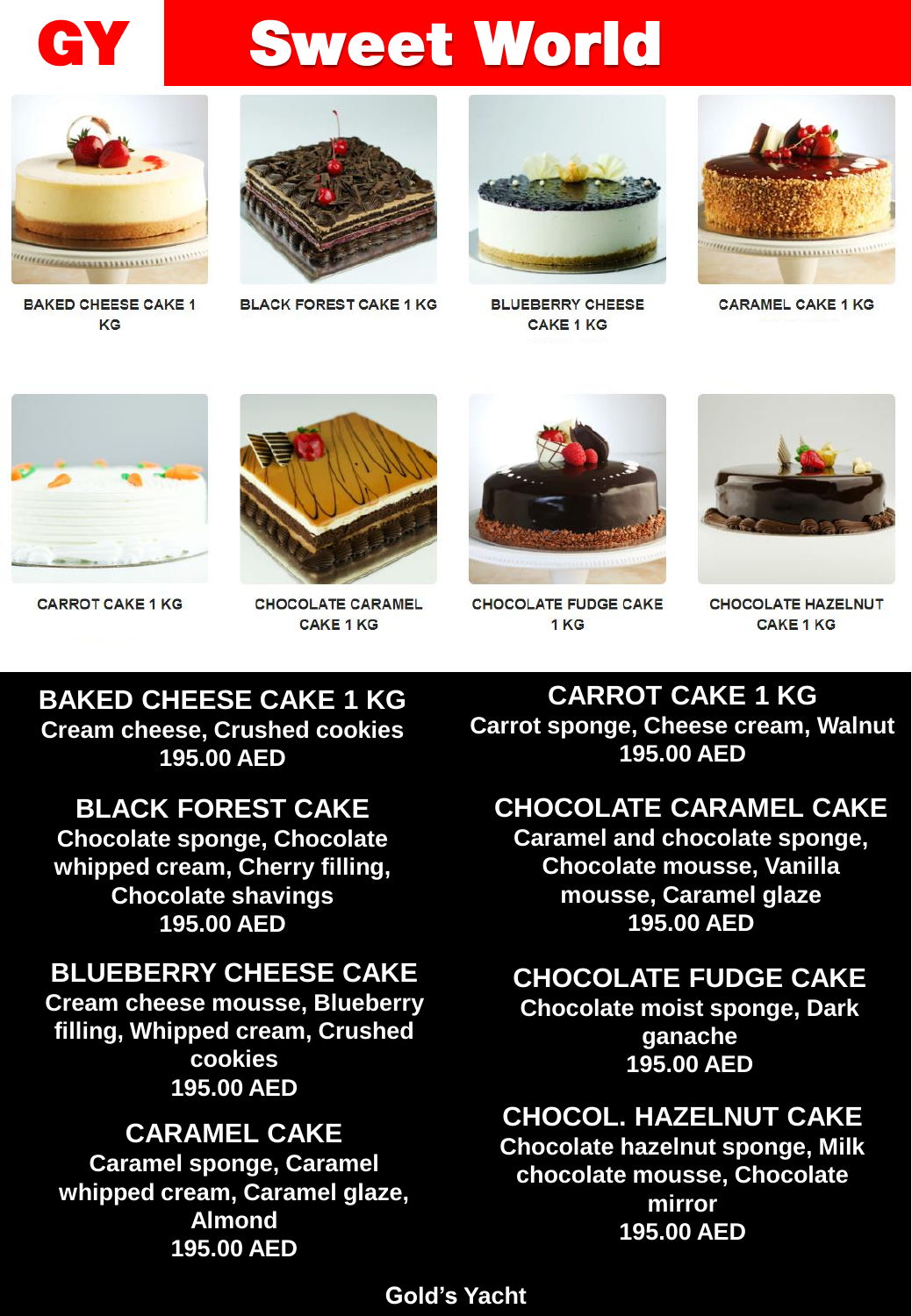# GY Sweet World

BAKED CHEESE CAKE 1 KG

BLACK FOREST CAKE 1 KG

BLUEBERRY CHEESE CAKE 1 KG

CARAMEL CAKE 1 KG

CARROT CAKE 1 KG

CHOCOLATE CARAMEL CAKE 1 KG

CHOCOLATE FUDGE CAKE 1 KG

CHOCOLATE HAZELNUT CAKE 1 KG

## BAKED CHEESE CAKE 1 KG

Cream cheese, Crushed cookies

195.00 AED

## BLACK FOREST CAKE

Chocolate sponge, Chocolate whipped cream, Cherry filling, Chocolate shavings

195.00 AED

## BLUEBERRY CHEESE CAKE

Cream cheese mousse, Blueberry filling, Whipped cream, Crushed cookies

195.00 AED

## CARAMEL CAKE

Caramel sponge, Caramel whipped cream, Caramel glaze, Almond

195.00 AED

## CARROT CAKE 1 KG

Carrot sponge, Cheese cream, Walnut

195.00 AED

## CHOCOLATE CARAMEL CAKE

Caramel and chocolate sponge, Chocolate mousse, Vanilla mousse, Caramel glaze

195.00 AED

## CHOCOLATE FUDGE CAKE

Chocolate moist sponge, Dark ganache

195.00 AED

## CHOCOL. HAZELNUT CAKE

Chocolate hazelnut sponge, Milk chocolate mousse, Chocolate mirror

195.00 AED

Gold's Yacht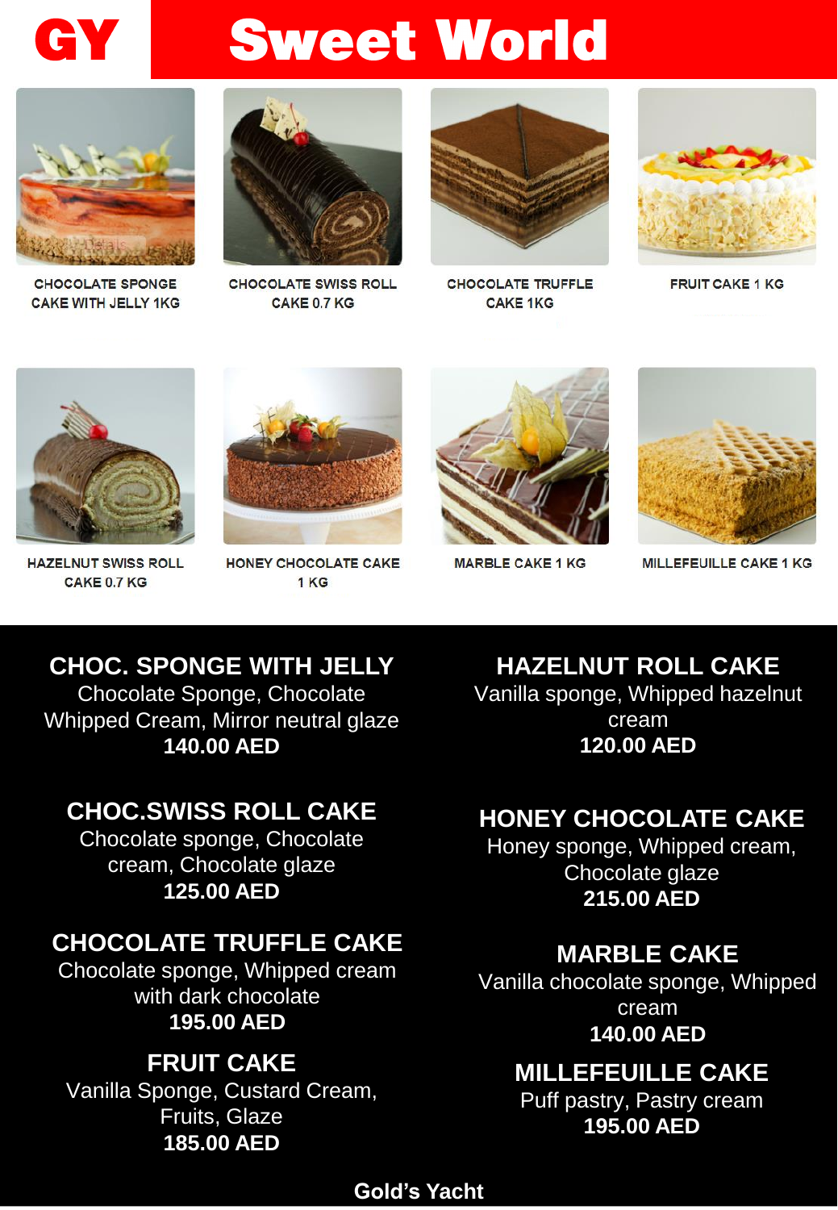# GY Sweet World

CHOCOLATE SPONGE CAKE WITH JELLY 1KG

CHOCOLATE SWISS ROLL CAKE 0.7 KG

CHOCOLATE TRUFFLE CAKE 1KG

FRUIT CAKE 1 KG

HAZELNUT SWISS ROLL CAKE 0.7 KG

HONEY CHOCOLATE CAKE 1 KG

MARBLE CAKE 1 KG

MILLEFEUILLE CAKE 1 KG

## CHOC. SPONGE WITH JELLY

Chocolate Sponge, Chocolate Whipped Cream, Mirror neutral glaze

**140.00 AED**

## CHOC.SWISS ROLL CAKE

Chocolate sponge, Chocolate cream, Chocolate glaze

**125.00 AED**

## CHOCOLATE TRUFFLE CAKE

Chocolate sponge, Whipped cream with dark chocolate

**195.00 AED**

## FRUIT CAKE

Vanilla Sponge, Custard Cream, Fruits, Glaze

**185.00 AED**

## HAZELNUT ROLL CAKE

Vanilla sponge, Whipped hazelnut cream

**120.00 AED**

## HONEY CHOCOLATE CAKE

Honey sponge, Whipped cream, Chocolate glaze

**215.00 AED**

## MARBLE CAKE

Vanilla chocolate sponge, Whipped cream

**140.00 AED**

## MILLEFEUILLE CAKE

Puff pastry, Pastry cream

**195.00 AED**

**Gold's Yacht**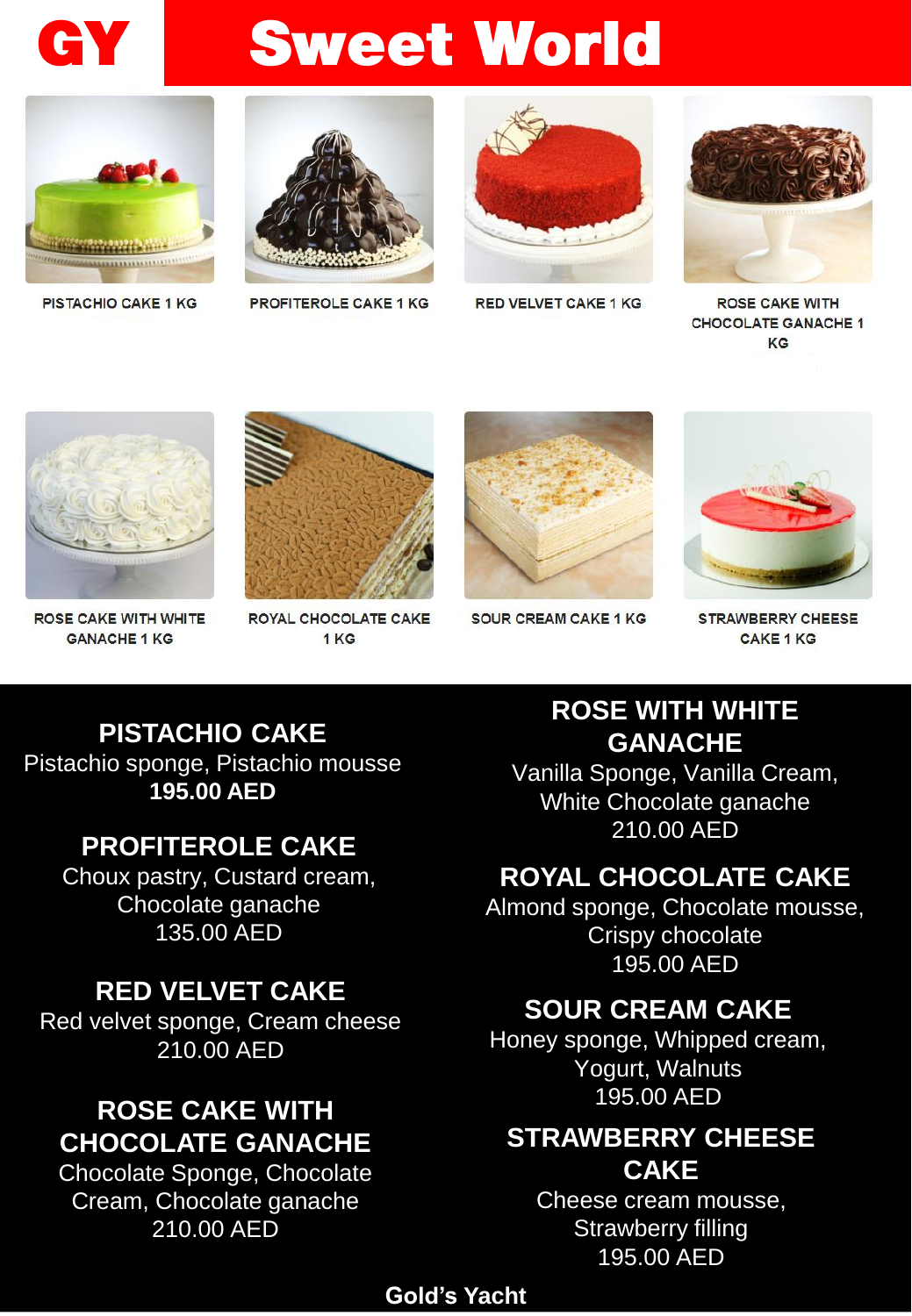# GY Sweet World

PISTACHIO CAKE 1 KG

PROFITEROLE CAKE 1 KG

RED VELVET CAKE 1 KG

ROSE CAKE WITH CHOCOLATE GANACHE 1 KG

ROSE CAKE WITH WHITE GANACHE 1 KG

ROYAL CHOCOLATE CAKE 1 KG

SOUR CREAM CAKE 1 KG

STRAWBERRY CHEESE CAKE 1 KG

## PISTACHIO CAKE

Pistachio sponge, Pistachio mousse

**195.00 AED**

## PROFITEROLE CAKE

Choux pastry, Custard cream, Chocolate ganache

135.00 AED

## RED VELVET CAKE

Red velvet sponge, Cream cheese

210.00 AED

## ROSE CAKE WITH CHOCOLATE GANACHE

Chocolate Sponge, Chocolate Cream, Chocolate ganache

210.00 AED

## ROSE WITH WHITE GANACHE

Vanilla Sponge, Vanilla Cream, White Chocolate ganache

210.00 AED

## ROYAL CHOCOLATE CAKE

Almond sponge, Chocolate mousse, Crispy chocolate

195.00 AED

## SOUR CREAM CAKE

Honey sponge, Whipped cream, Yogurt, Walnuts

195.00 AED

## STRAWBERRY CHEESE CAKE

Cheese cream mousse, Strawberry filling

195.00 AED

**Gold's Yacht**